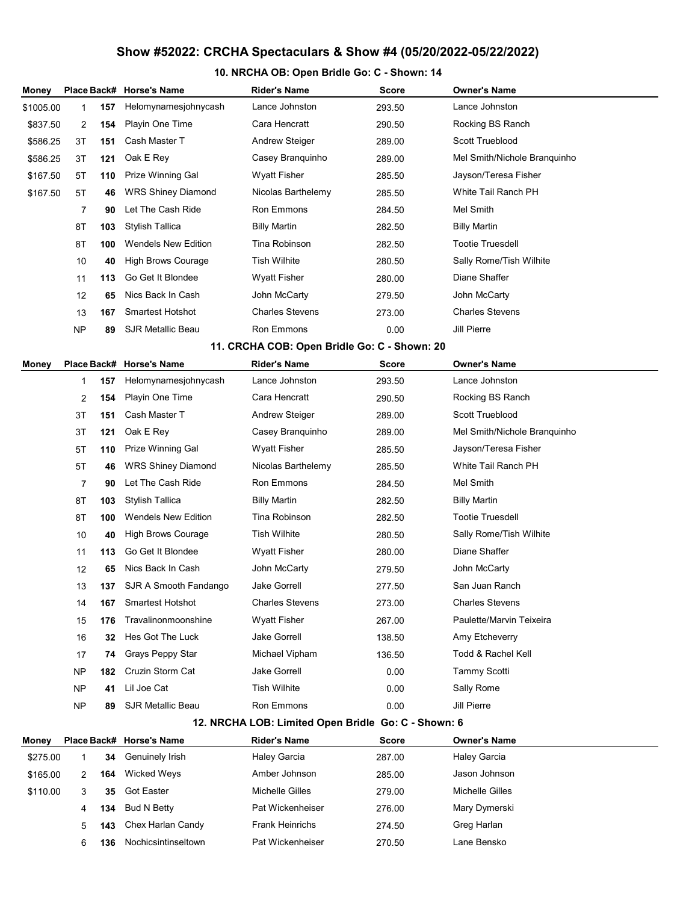# Show #52022: CRCHA Spectaculars & Show #4 (05/20/2022-05/22/2022)

## 10. NRCHA OB: Open Bridle Go: C - Shown: 14

| Money | Place | Back# | Horse's Name | Rider's Name | Score | Owner's Name |
|---|---|---|---|---|---|---|
| $1005.00 | 1 | **157** | Helomynamesjohnycash | Lance Johnston | 293.50 | Lance Johnston |
| $837.50 | 2 | **154** | Playin One Time | Cara Hencratt | 290.50 | Rocking BS Ranch |
| $586.25 | 3T | **151** | Cash Master T | Andrew Steiger | 289.00 | Scott Trueblood |
| $586.25 | 3T | **121** | Oak E Rey | Casey Branquinho | 289.00 | Mel Smith/Nichole Branquinho |
| $167.50 | 5T | **110** | Prize Winning Gal | Wyatt Fisher | 285.50 | Jayson/Teresa Fisher |
| $167.50 | 5T | **46** | WRS Shiney Diamond | Nicolas Barthelemy | 285.50 | White Tail Ranch PH |
| | 7 | **90** | Let The Cash Ride | Ron Emmons | 284.50 | Mel Smith |
| | 8T | **103** | Stylish Tallica | Billy Martin | 282.50 | Billy Martin |
| | 8T | **100** | Wendels New Edition | Tina Robinson | 282.50 | Tootie Truesdell |
| | 10 | **40** | High Brows Courage | Tish Wilhite | 280.50 | Sally Rome/Tish Wilhite |
| | 11 | **113** | Go Get It Blondee | Wyatt Fisher | 280.00 | Diane Shaffer |
| | 12 | **65** | Nics Back In Cash | John McCarty | 279.50 | John McCarty |
| | 13 | **167** | Smartest Hotshot | Charles Stevens | 273.00 | Charles Stevens |
| | NP | **89** | SJR Metallic Beau | Ron Emmons | 0.00 | Jill Pierre |

## 11. CRCHA COB: Open Bridle Go: C - Shown: 20

| Money | Place | Back# | Horse's Name | Rider's Name | Score | Owner's Name |
|---|---|---|---|---|---|---|
| | 1 | **157** | Helomynamesjohnycash | Lance Johnston | 293.50 | Lance Johnston |
| | 2 | **154** | Playin One Time | Cara Hencratt | 290.50 | Rocking BS Ranch |
| | 3T | **151** | Cash Master T | Andrew Steiger | 289.00 | Scott Trueblood |
| | 3T | **121** | Oak E Rey | Casey Branquinho | 289.00 | Mel Smith/Nichole Branquinho |
| | 5T | **110** | Prize Winning Gal | Wyatt Fisher | 285.50 | Jayson/Teresa Fisher |
| | 5T | **46** | WRS Shiney Diamond | Nicolas Barthelemy | 285.50 | White Tail Ranch PH |
| | 7 | **90** | Let The Cash Ride | Ron Emmons | 284.50 | Mel Smith |
| | 8T | **103** | Stylish Tallica | Billy Martin | 282.50 | Billy Martin |
| | 8T | **100** | Wendels New Edition | Tina Robinson | 282.50 | Tootie Truesdell |
| | 10 | **40** | High Brows Courage | Tish Wilhite | 280.50 | Sally Rome/Tish Wilhite |
| | 11 | **113** | Go Get It Blondee | Wyatt Fisher | 280.00 | Diane Shaffer |
| | 12 | **65** | Nics Back In Cash | John McCarty | 279.50 | John McCarty |
| | 13 | **137** | SJR A Smooth Fandango | Jake Gorrell | 277.50 | San Juan Ranch |
| | 14 | **167** | Smartest Hotshot | Charles Stevens | 273.00 | Charles Stevens |
| | 15 | **176** | Travalinonmoonshine | Wyatt Fisher | 267.00 | Paulette/Marvin Teixeira |
| | 16 | **32** | Hes Got The Luck | Jake Gorrell | 138.50 | Amy Etcheverry |
| | 17 | **74** | Grays Peppy Star | Michael Vipham | 136.50 | Todd & Rachel Kell |
| | NP | **182** | Cruzin Storm Cat | Jake Gorrell | 0.00 | Tammy Scotti |
| | NP | **41** | Lil Joe Cat | Tish Wilhite | 0.00 | Sally Rome |
| | NP | **89** | SJR Metallic Beau | Ron Emmons | 0.00 | Jill Pierre |

## 12. NRCHA LOB: Limited Open Bridle Go: C - Shown: 6

| Money | Place | Back# | Horse's Name | Rider's Name | Score | Owner's Name |
|---|---|---|---|---|---|---|
| $275.00 | 1 | **34** | Genuinely Irish | Haley Garcia | 287.00 | Haley Garcia |
| $165.00 | 2 | **164** | Wicked Weys | Amber Johnson | 285.00 | Jason Johnson |
| $110.00 | 3 | **35** | Got Easter | Michelle Gilles | 279.00 | Michelle Gilles |
| | 4 | **134** | Bud N Betty | Pat Wickenheiser | 276.00 | Mary Dymerski |
| | 5 | **143** | Chex Harlan Candy | Frank Heinrichs | 274.50 | Greg Harlan |
| | 6 | **136** | Nochicsintinseltown | Pat Wickenheiser | 270.50 | Lane Bensko |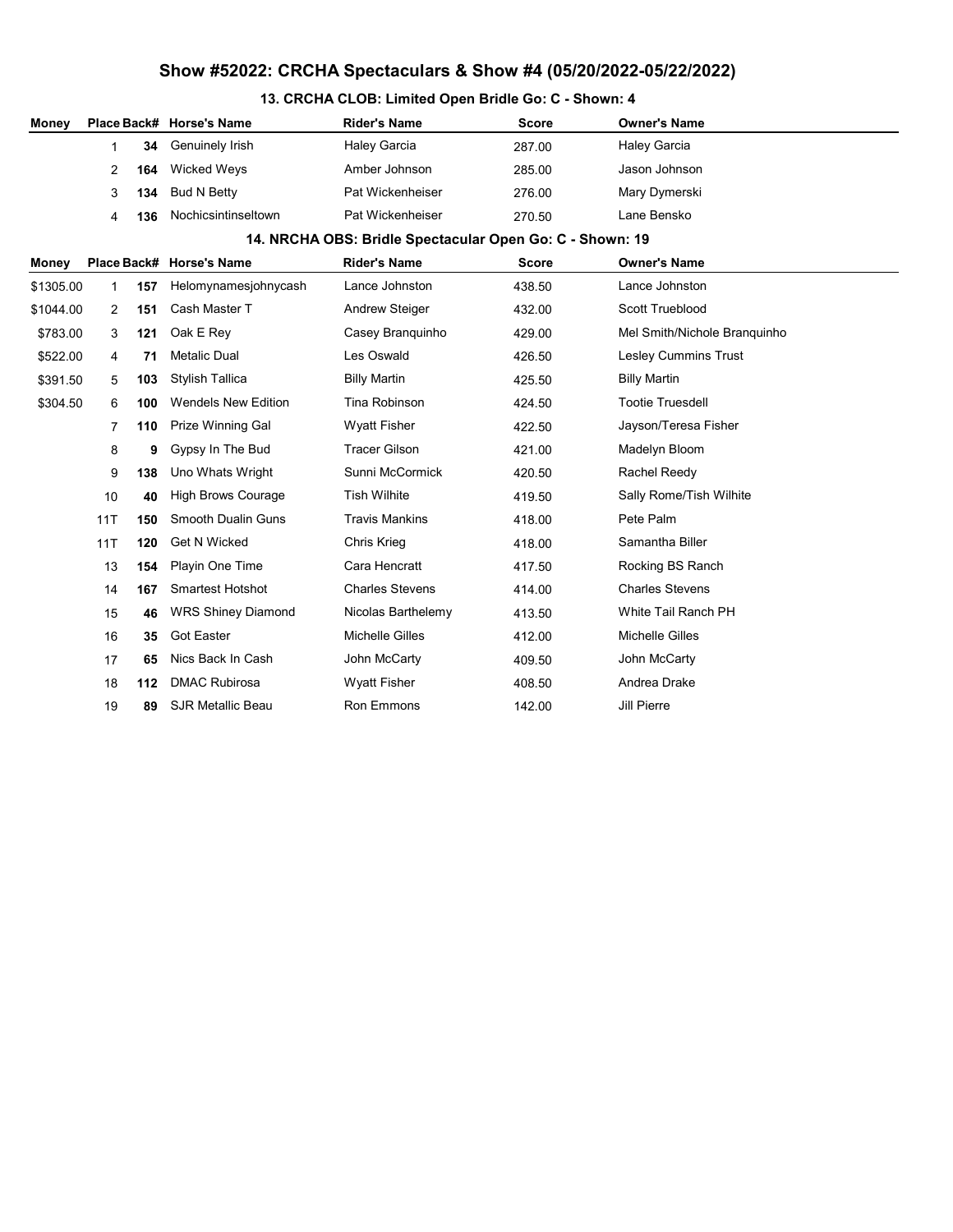# Show #52022: CRCHA Spectaculars & Show #4 (05/20/2022-05/22/2022)

### 13. CRCHA CLOB: Limited Open Bridle Go: C - Shown: 4

| Money | Place | Back# | Horse's Name | Rider's Name | Score | Owner's Name |
|---|---|---|---|---|---|---|
| | 1 | **34** | Genuinely Irish | Haley Garcia | 287.00 | Haley Garcia |
| | 2 | **164** | Wicked Weys | Amber Johnson | 285.00 | Jason Johnson |
| | 3 | **134** | Bud N Betty | Pat Wickenheiser | 276.00 | Mary Dymerski |
| | 4 | **136** | Nochicsintinseltown | Pat Wickenheiser | 270.50 | Lane Bensko |

### 14. NRCHA OBS: Bridle Spectacular Open Go: C - Shown: 19

| Money | Place | Back# | Horse's Name | Rider's Name | Score | Owner's Name |
|---|---|---|---|---|---|---|
| $1305.00 | 1 | **157** | Helomynamesjohnycash | Lance Johnston | 438.50 | Lance Johnston |
| $1044.00 | 2 | **151** | Cash Master T | Andrew Steiger | 432.00 | Scott Trueblood |
| $783.00 | 3 | **121** | Oak E Rey | Casey Branquinho | 429.00 | Mel Smith/Nichole Branquinho |
| $522.00 | 4 | **71** | Metalic Dual | Les Oswald | 426.50 | Lesley Cummins Trust |
| $391.50 | 5 | **103** | Stylish Tallica | Billy Martin | 425.50 | Billy Martin |
| $304.50 | 6 | **100** | Wendels New Edition | Tina Robinson | 424.50 | Tootie Truesdell |
| | 7 | **110** | Prize Winning Gal | Wyatt Fisher | 422.50 | Jayson/Teresa Fisher |
| | 8 | **9** | Gypsy In The Bud | Tracer Gilson | 421.00 | Madelyn Bloom |
| | 9 | **138** | Uno Whats Wright | Sunni McCormick | 420.50 | Rachel Reedy |
| | 10 | **40** | High Brows Courage | Tish Wilhite | 419.50 | Sally Rome/Tish Wilhite |
| | 11T | **150** | Smooth Dualin Guns | Travis Mankins | 418.00 | Pete Palm |
| | 11T | **120** | Get N Wicked | Chris Krieg | 418.00 | Samantha Biller |
| | 13 | **154** | Playin One Time | Cara Hencratt | 417.50 | Rocking BS Ranch |
| | 14 | **167** | Smartest Hotshot | Charles Stevens | 414.00 | Charles Stevens |
| | 15 | **46** | WRS Shiney Diamond | Nicolas Barthelemy | 413.50 | White Tail Ranch PH |
| | 16 | **35** | Got Easter | Michelle Gilles | 412.00 | Michelle Gilles |
| | 17 | **65** | Nics Back In Cash | John McCarty | 409.50 | John McCarty |
| | 18 | **112** | DMAC Rubirosa | Wyatt Fisher | 408.50 | Andrea Drake |
| | 19 | **89** | SJR Metallic Beau | Ron Emmons | 142.00 | Jill Pierre |